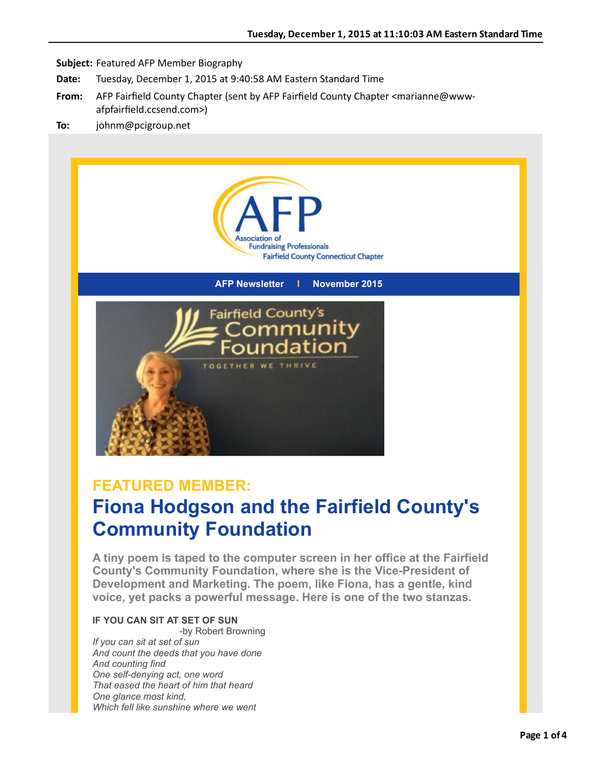**Subject:** Featured AFP Member Biography

**Date:** Tuesday, December 1, 2015 at 9:40:58 AM Eastern Standard Time

**From:** AFP Fairfield County Chapter (sent by AFP Fairfield County Chapter <marianne@www-afpfairfield.ccsend.com>)

**To:** johnm@pcigroup.net

AFP Association of Fundraising Professionals Fairfield County Connecticut Chapter

**AFP Newsletter | November 2015**

## FEATURED MEMBER:

# Fiona Hodgson and the Fairfield County's Community Foundation

**A tiny poem is taped to the computer screen in her office at the Fairfield County's Community Foundation, where she is the Vice-President of Development and Marketing. The poem, like Fiona, has a gentle, kind voice, yet packs a powerful message. Here is one of the two stanzas.**

**IF YOU CAN SIT AT SET OF SUN**
-by Robert Browning

*If you can sit at set of sun*
*And count the deeds that you have done*
*And counting find*
*One self-denying act, one word*
*That eased the heart of him that heard*
*One glance most kind,*
*Which fell like sunshine where we went*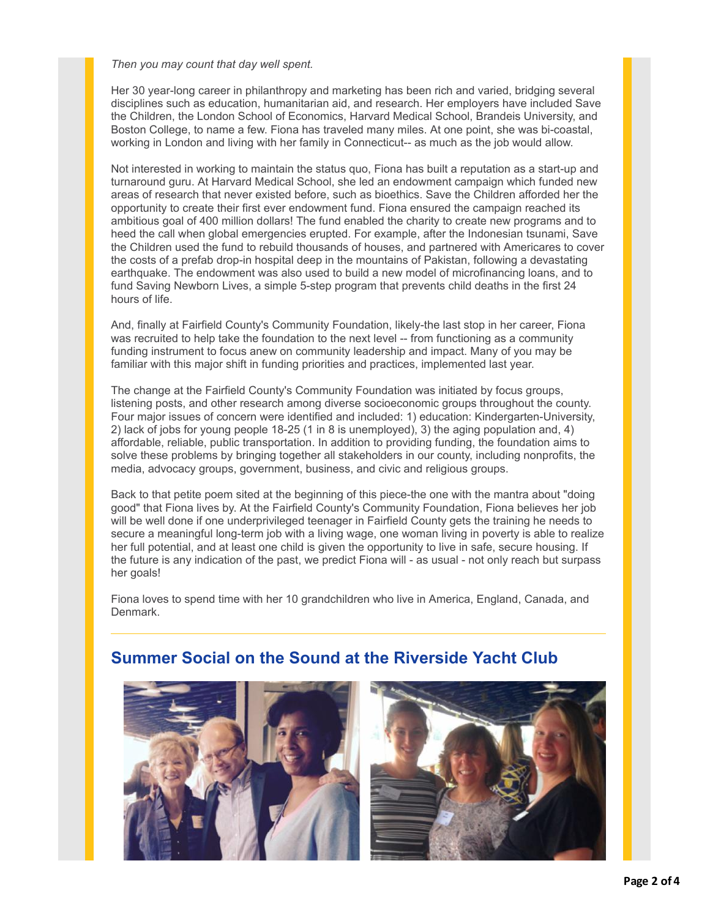*Then you may count that day well spent.*

Her 30 year-long career in philanthropy and marketing has been rich and varied, bridging several disciplines such as education, humanitarian aid, and research. Her employers have included Save the Children, the London School of Economics, Harvard Medical School, Brandeis University, and Boston College, to name a few. Fiona has traveled many miles. At one point, she was bi-coastal, working in London and living with her family in Connecticut-- as much as the job would allow.

Not interested in working to maintain the status quo, Fiona has built a reputation as a start-up and turnaround guru. At Harvard Medical School, she led an endowment campaign which funded new areas of research that never existed before, such as bioethics. Save the Children afforded her the opportunity to create their first ever endowment fund. Fiona ensured the campaign reached its ambitious goal of 400 million dollars! The fund enabled the charity to create new programs and to heed the call when global emergencies erupted. For example, after the Indonesian tsunami, Save the Children used the fund to rebuild thousands of houses, and partnered with Americares to cover the costs of a prefab drop-in hospital deep in the mountains of Pakistan, following a devastating earthquake. The endowment was also used to build a new model of microfinancing loans, and to fund Saving Newborn Lives, a simple 5-step program that prevents child deaths in the first 24 hours of life.

And, finally at Fairfield County's Community Foundation, likely-the last stop in her career, Fiona was recruited to help take the foundation to the next level -- from functioning as a community funding instrument to focus anew on community leadership and impact. Many of you may be familiar with this major shift in funding priorities and practices, implemented last year.

The change at the Fairfield County's Community Foundation was initiated by focus groups, listening posts, and other research among diverse socioeconomic groups throughout the county. Four major issues of concern were identified and included: 1) education: Kindergarten-University, 2) lack of jobs for young people 18-25 (1 in 8 is unemployed), 3) the aging population and, 4) affordable, reliable, public transportation. In addition to providing funding, the foundation aims to solve these problems by bringing together all stakeholders in our county, including nonprofits, the media, advocacy groups, government, business, and civic and religious groups.

Back to that petite poem sited at the beginning of this piece-the one with the mantra about "doing good" that Fiona lives by. At the Fairfield County's Community Foundation, Fiona believes her job will be well done if one underprivileged teenager in Fairfield County gets the training he needs to secure a meaningful long-term job with a living wage, one woman living in poverty is able to realize her full potential, and at least one child is given the opportunity to live in safe, secure housing. If the future is any indication of the past, we predict Fiona will - as usual - not only reach but surpass her goals!

Fiona loves to spend time with her 10 grandchildren who live in America, England, Canada, and Denmark.

---

## Summer Social on the Sound at the Riverside Yacht Club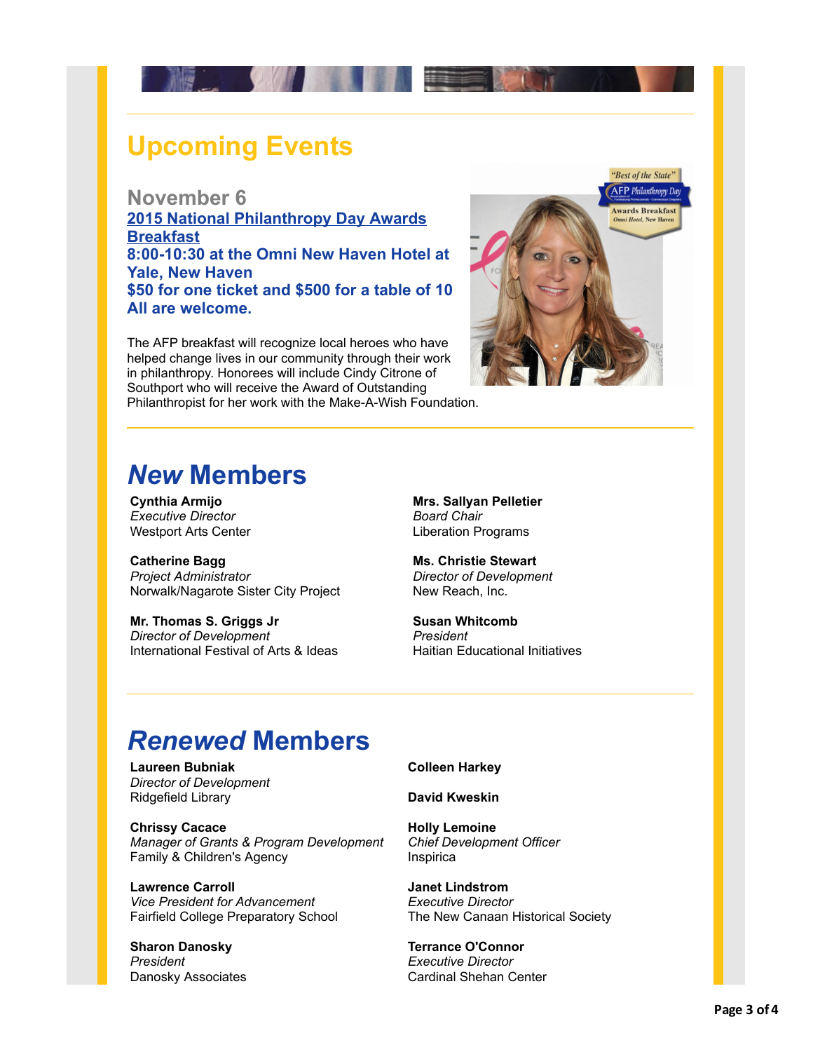# Upcoming Events

## November 6

**[2015 National Philanthropy Day Awards Breakfast](#)**
**8:00-10:30 at the Omni New Haven Hotel at Yale, New Haven**
**$50 for one ticket and $500 for a table of 10**
**All are welcome.**

The AFP breakfast will recognize local heroes who have helped change lives in our community through their work in philanthropy. Honorees will include Cindy Citrone of Southport who will receive the Award of Outstanding Philanthropist for her work with the Make-A-Wish Foundation.

# *New* Members

**Cynthia Armijo**
*Executive Director*
Westport Arts Center

**Catherine Bagg**
*Project Administrator*
Norwalk/Nagarote Sister City Project

**Mr. Thomas S. Griggs Jr**
*Director of Development*
International Festival of Arts & Ideas

**Mrs. Sallyan Pelletier**
*Board Chair*
Liberation Programs

**Ms. Christie Stewart**
*Director of Development*
New Reach, Inc.

**Susan Whitcomb**
*President*
Haitian Educational Initiatives

# *Renewed* Members

**Laureen Bubniak**
*Director of Development*
Ridgefield Library

**Chrissy Cacace**
*Manager of Grants & Program Development*
Family & Children's Agency

**Lawrence Carroll**
*Vice President for Advancement*
Fairfield College Preparatory School

**Sharon Danosky**
*President*
Danosky Associates

**Colleen Harkey**

**David Kweskin**

**Holly Lemoine**
*Chief Development Officer*
Inspirica

**Janet Lindstrom**
*Executive Director*
The New Canaan Historical Society

**Terrance O'Connor**
*Executive Director*
Cardinal Shehan Center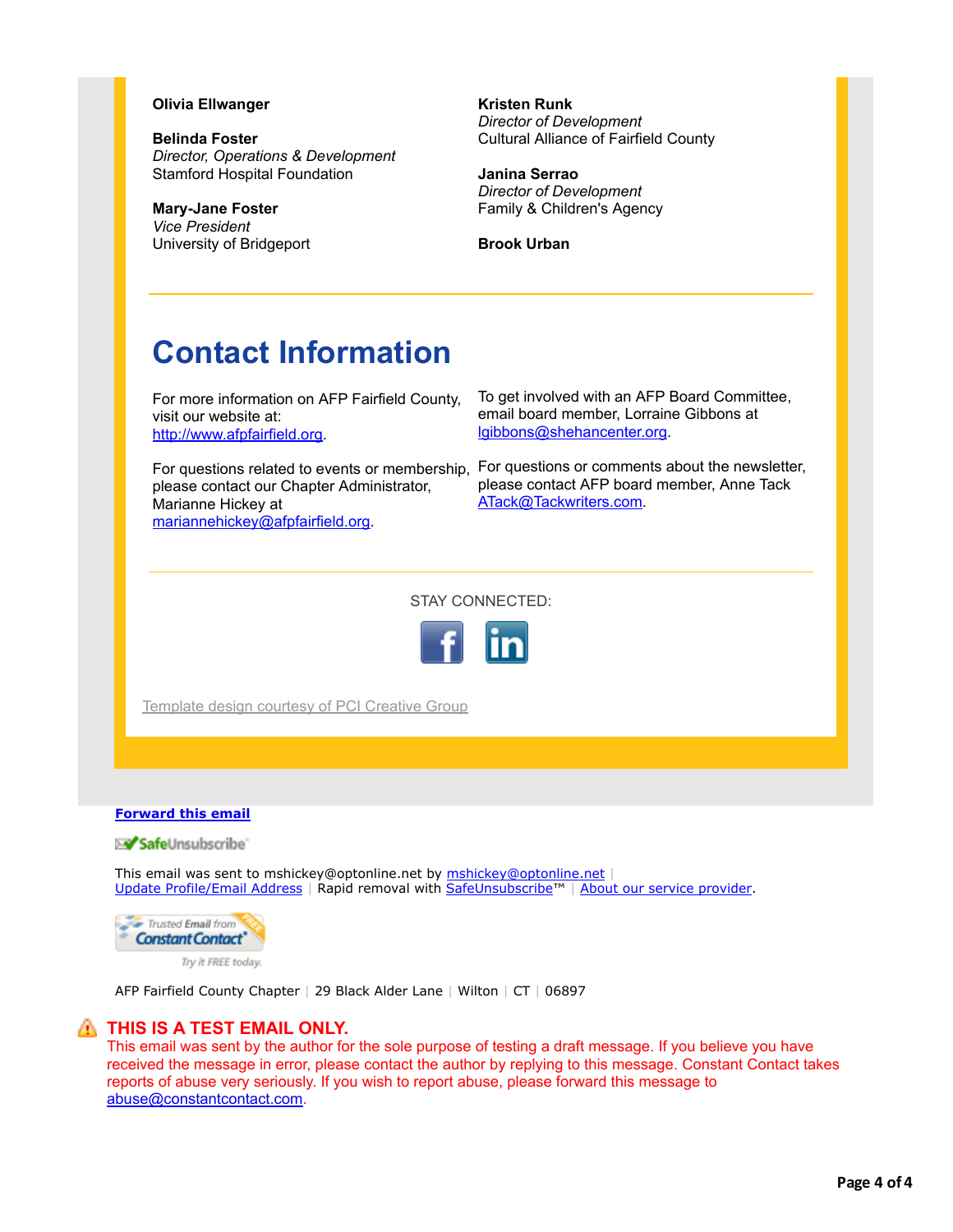**Olivia Ellwanger**

**Belinda Foster**
*Director, Operations & Development*
Stamford Hospital Foundation

**Mary-Jane Foster**
*Vice President*
University of Bridgeport

**Kristen Runk**
*Director of Development*
Cultural Alliance of Fairfield County

**Janina Serrao**
*Director of Development*
Family & Children's Agency

**Brook Urban**

---

# Contact Information

For more information on AFP Fairfield County, visit our website at: http://www.afpfairfield.org.

For questions related to events or membership, please contact our Chapter Administrator, Marianne Hickey at mariannehickey@afpfairfield.org.

To get involved with an AFP Board Committee, email board member, Lorraine Gibbons at lgibbons@shehancenter.org.

For questions or comments about the newsletter, please contact AFP board member, Anne Tack ATack@Tackwriters.com.

---

STAY CONNECTED:

Template design courtesy of PCI Creative Group

**Forward this email**

SafeUnsubscribe

This email was sent to mshickey@optonline.net by mshickey@optonline.net | Update Profile/Email Address | Rapid removal with SafeUnsubscribe™ | About our service provider.

Trusted Email from Constant Contact – Try it FREE today.

AFP Fairfield County Chapter | 29 Black Alder Lane | Wilton | CT | 06897

**THIS IS A TEST EMAIL ONLY.**

This email was sent by the author for the sole purpose of testing a draft message. If you believe you have received the message in error, please contact the author by replying to this message. Constant Contact takes reports of abuse very seriously. If you wish to report abuse, please forward this message to abuse@constantcontact.com.